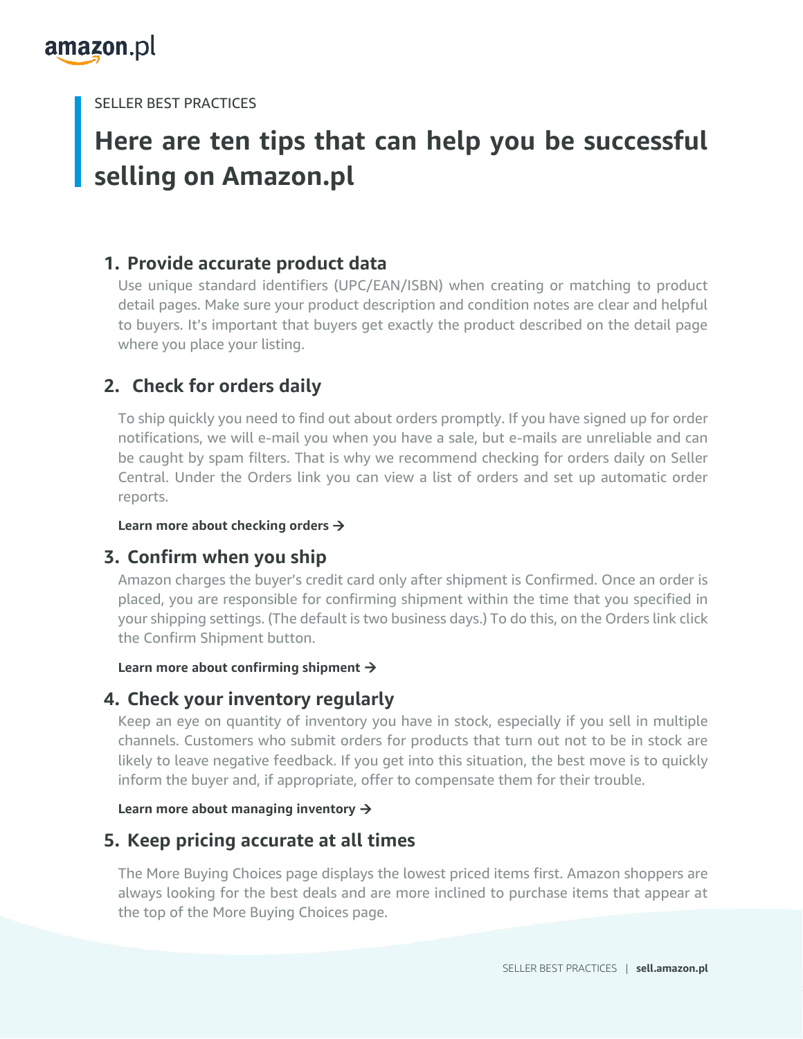SELLER BEST PRACTICES

# Here are ten tips that can help you be successful selling on Amazon.pl

## 1. Provide accurate product data

Use unique standard identifiers (UPC/EAN/ISBN) when creating or matching to product detail pages. Make sure your product description and condition notes are clear and helpful to buyers. It's important that buyers get exactly the product described on the detail page where you place your listing.

## 2. Check for orders daily

To ship quickly you need to find out about orders promptly. If you have signed up for order notifications, we will e-mail you when you have a sale, but e-mails are unreliable and can be caught by spam filters. That is why we recommend checking for orders daily on Seller Central. Under the Orders link you can view a list of orders and set up automatic order reports.

**Learn more about checking orders →**

## 3. Confirm when you ship

Amazon charges the buyer's credit card only after shipment is Confirmed. Once an order is placed, you are responsible for confirming shipment within the time that you specified in your shipping settings. (The default is two business days.) To do this, on the Orders link click the Confirm Shipment button.

**Learn more about confirming shipment →**

## 4. Check your inventory regularly

Keep an eye on quantity of inventory you have in stock, especially if you sell in multiple channels. Customers who submit orders for products that turn out not to be in stock are likely to leave negative feedback. If you get into this situation, the best move is to quickly inform the buyer and, if appropriate, offer to compensate them for their trouble.

**Learn more about managing inventory →**

## 5. Keep pricing accurate at all times

The More Buying Choices page displays the lowest priced items first. Amazon shoppers are always looking for the best deals and are more inclined to purchase items that appear at the top of the More Buying Choices page.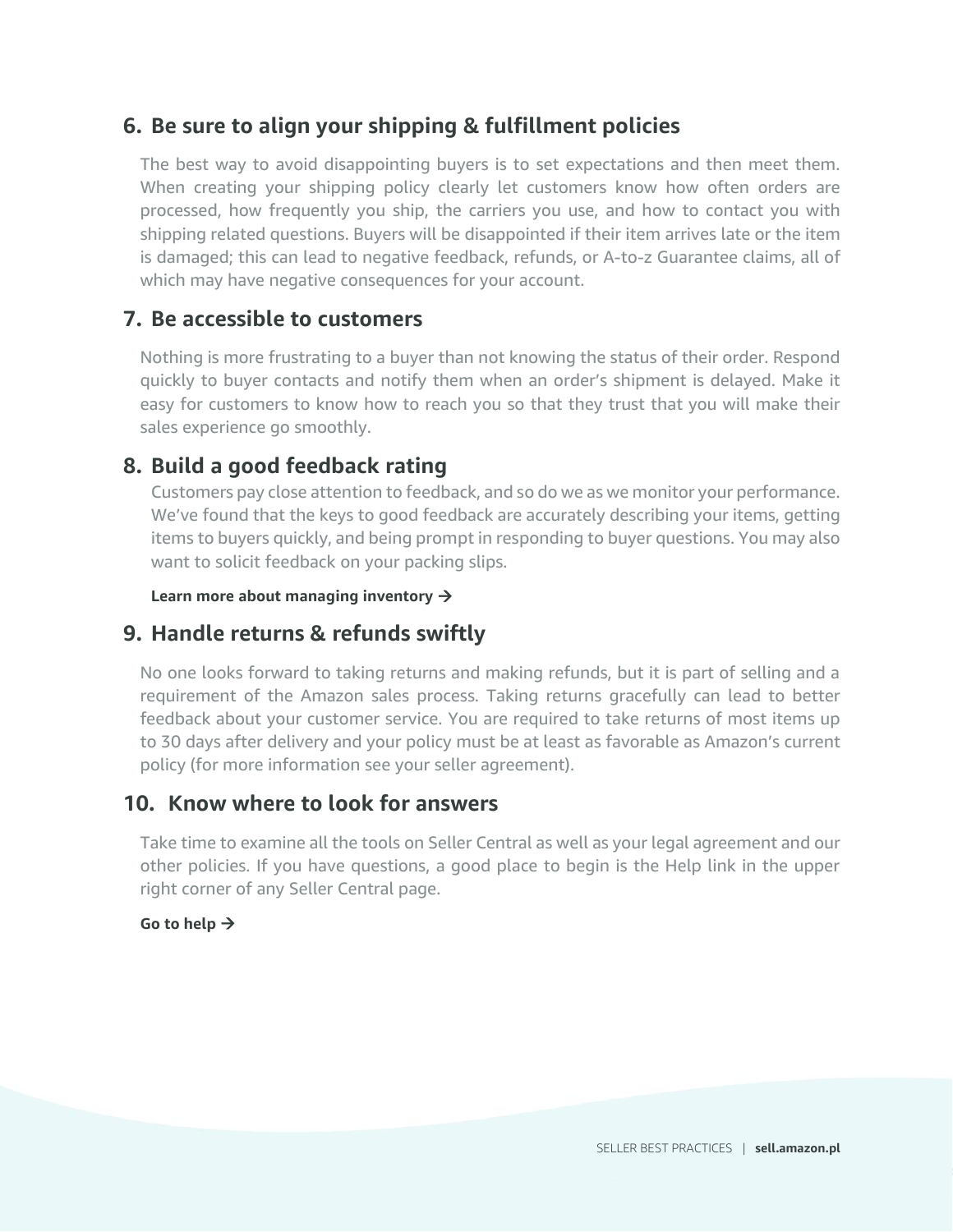## 6. Be sure to align your shipping & fulfillment policies

The best way to avoid disappointing buyers is to set expectations and then meet them. When creating your shipping policy clearly let customers know how often orders are processed, how frequently you ship, the carriers you use, and how to contact you with shipping related questions. Buyers will be disappointed if their item arrives late or the item is damaged; this can lead to negative feedback, refunds, or A-to-z Guarantee claims, all of which may have negative consequences for your account.

## 7. Be accessible to customers

Nothing is more frustrating to a buyer than not knowing the status of their order. Respond quickly to buyer contacts and notify them when an order's shipment is delayed. Make it easy for customers to know how to reach you so that they trust that you will make their sales experience go smoothly.

## 8. Build a good feedback rating

Customers pay close attention to feedback, and so do we as we monitor your performance. We've found that the keys to good feedback are accurately describing your items, getting items to buyers quickly, and being prompt in responding to buyer questions. You may also want to solicit feedback on your packing slips.

**Learn more about managing inventory →**

## 9. Handle returns & refunds swiftly

No one looks forward to taking returns and making refunds, but it is part of selling and a requirement of the Amazon sales process. Taking returns gracefully can lead to better feedback about your customer service. You are required to take returns of most items up to 30 days after delivery and your policy must be at least as favorable as Amazon's current policy (for more information see your seller agreement).

## 10. Know where to look for answers

Take time to examine all the tools on Seller Central as well as your legal agreement and our other policies. If you have questions, a good place to begin is the Help link in the upper right corner of any Seller Central page.

**Go to help →**